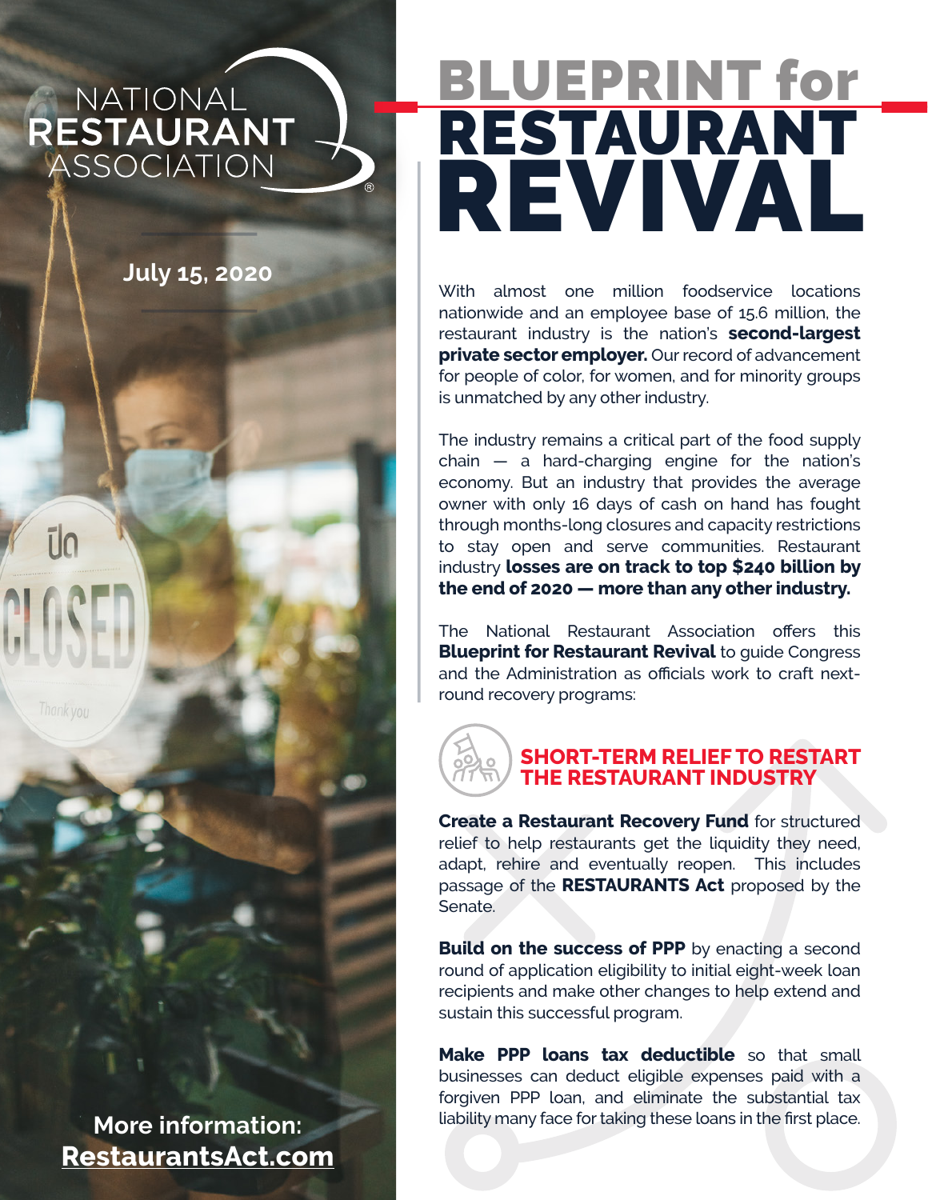NATIONAL RESTAURANT ASSOCIATION

July 15, 2020

# BLUEPRINT for RESTAURANT REVIVAL

With almost one million foodservice locations nationwide and an employee base of 15.6 million, the restaurant industry is the nation's **second-largest private sector employer.** Our record of advancement for people of color, for women, and for minority groups is unmatched by any other industry.

The industry remains a critical part of the food supply chain — a hard-charging engine for the nation's economy. But an industry that provides the average owner with only 16 days of cash on hand has fought through months-long closures and capacity restrictions to stay open and serve communities. Restaurant industry **losses are on track to top $240 billion by the end of 2020 — more than any other industry.**

The National Restaurant Association offers this **Blueprint for Restaurant Revival** to guide Congress and the Administration as officials work to craft next-round recovery programs:

## SHORT-TERM RELIEF TO RESTART THE RESTAURANT INDUSTRY

**Create a Restaurant Recovery Fund** for structured relief to help restaurants get the liquidity they need, adapt, rehire and eventually reopen. This includes passage of the **RESTAURANTS Act** proposed by the Senate.

**Build on the success of PPP** by enacting a second round of application eligibility to initial eight-week loan recipients and make other changes to help extend and sustain this successful program.

**Make PPP loans tax deductible** so that small businesses can deduct eligible expenses paid with a forgiven PPP loan, and eliminate the substantial tax liability many face for taking these loans in the first place.

More information: RestaurantsAct.com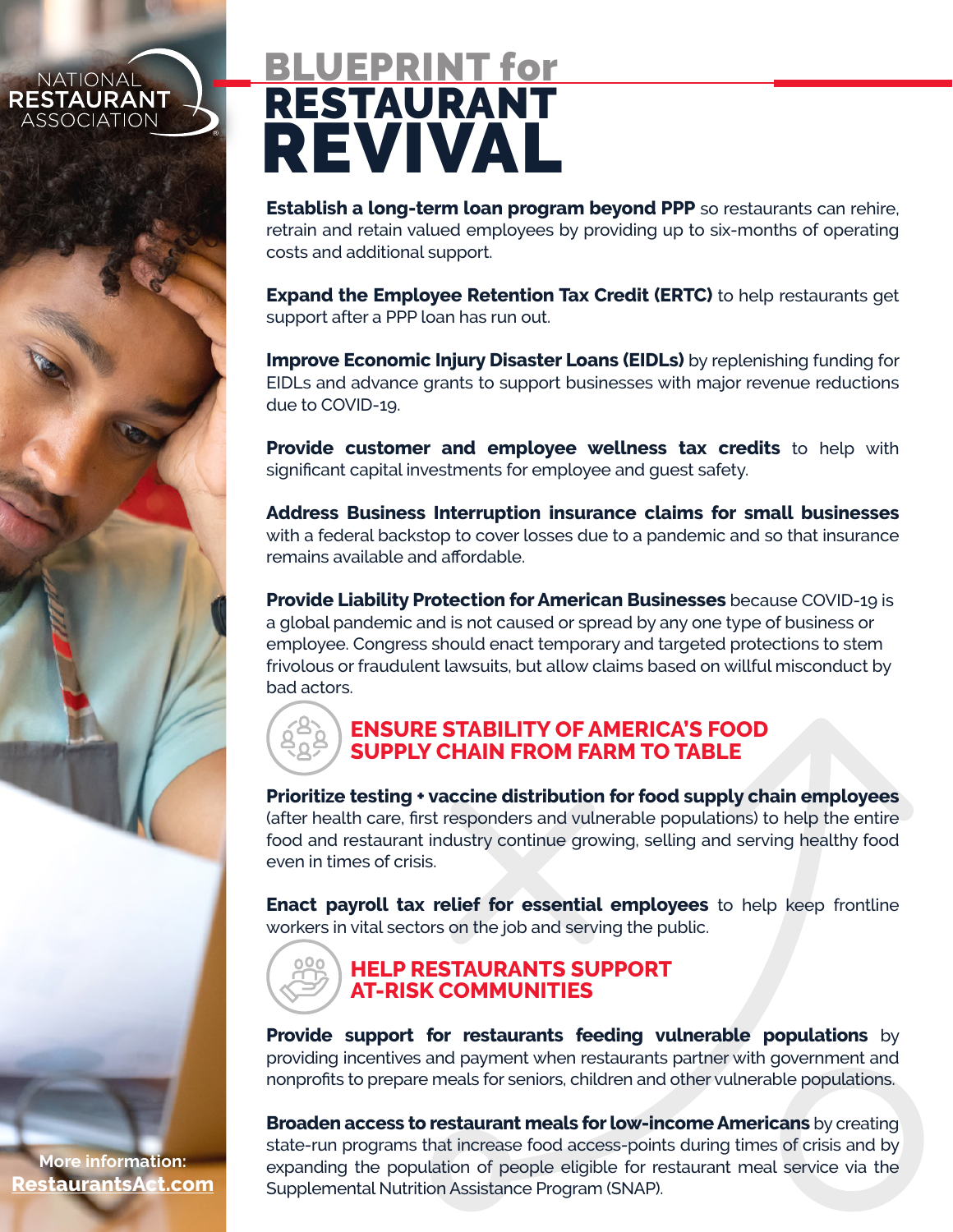NATIONAL RESTAURANT ASSOCIATION

# BLUEPRINT for RESTAURANT REVIVAL

**Establish a long-term loan program beyond PPP** so restaurants can rehire, retrain and retain valued employees by providing up to six-months of operating costs and additional support.

**Expand the Employee Retention Tax Credit (ERTC)** to help restaurants get support after a PPP loan has run out.

**Improve Economic Injury Disaster Loans (EIDLs)** by replenishing funding for EIDLs and advance grants to support businesses with major revenue reductions due to COVID-19.

**Provide customer and employee wellness tax credits** to help with significant capital investments for employee and guest safety.

**Address Business Interruption insurance claims for small businesses** with a federal backstop to cover losses due to a pandemic and so that insurance remains available and affordable.

**Provide Liability Protection for American Businesses** because COVID-19 is a global pandemic and is not caused or spread by any one type of business or employee. Congress should enact temporary and targeted protections to stem frivolous or fraudulent lawsuits, but allow claims based on willful misconduct by bad actors.

## ENSURE STABILITY OF AMERICA'S FOOD SUPPLY CHAIN FROM FARM TO TABLE

**Prioritize testing + vaccine distribution for food supply chain employees** (after health care, first responders and vulnerable populations) to help the entire food and restaurant industry continue growing, selling and serving healthy food even in times of crisis.

**Enact payroll tax relief for essential employees** to help keep frontline workers in vital sectors on the job and serving the public.

## HELP RESTAURANTS SUPPORT AT-RISK COMMUNITIES

**Provide support for restaurants feeding vulnerable populations** by providing incentives and payment when restaurants partner with government and nonprofits to prepare meals for seniors, children and other vulnerable populations.

**Broaden access to restaurant meals for low-income Americans** by creating state-run programs that increase food access-points during times of crisis and by expanding the population of people eligible for restaurant meal service via the Supplemental Nutrition Assistance Program (SNAP).

More information: RestaurantsAct.com